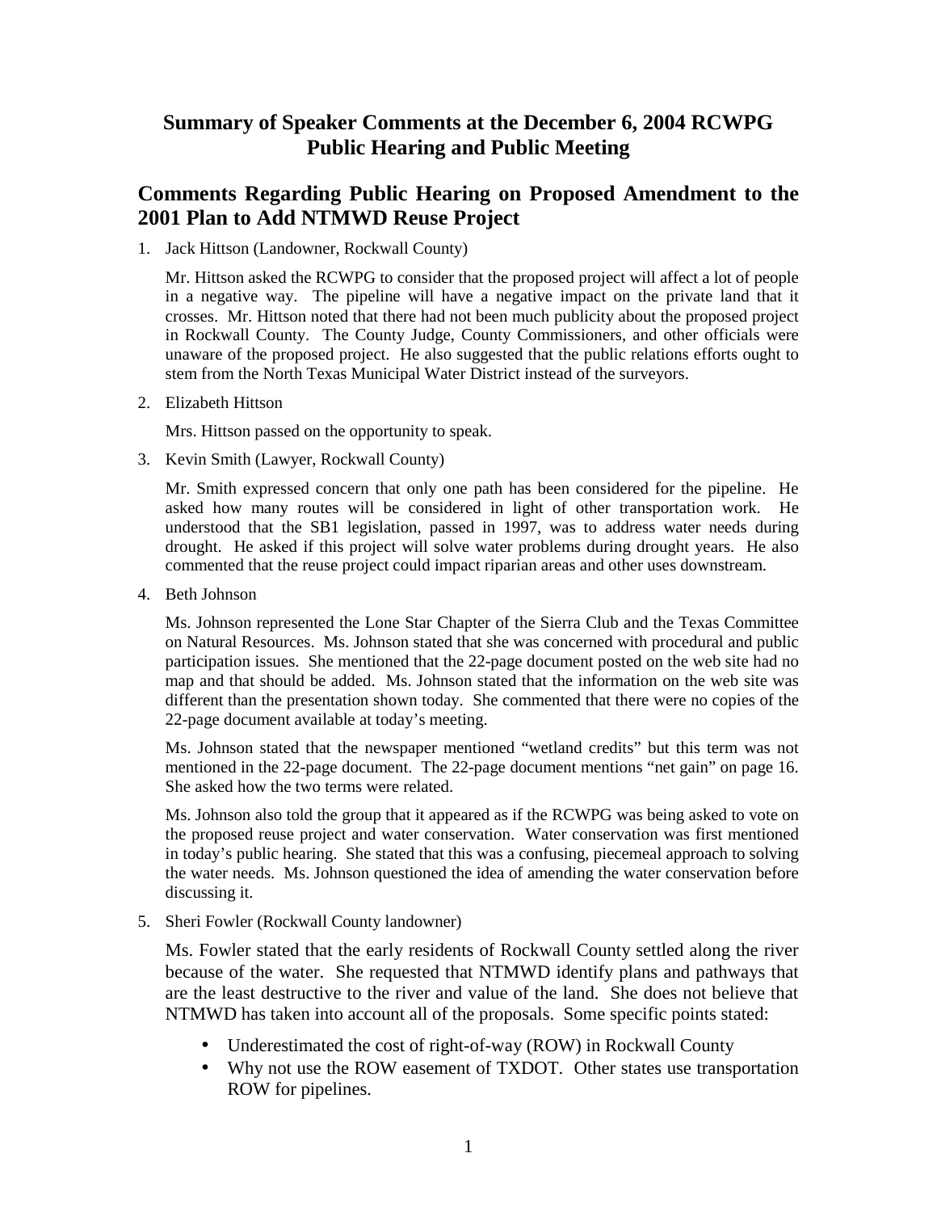# Summary of Speaker Comments at the December 6, 2004 RCWPG Public Hearing and Public Meeting

## Comments Regarding Public Hearing on Proposed Amendment to the 2001 Plan to Add NTMWD Reuse Project

1. Jack Hittson (Landowner, Rockwall County)

   Mr. Hittson asked the RCWPG to consider that the proposed project will affect a lot of people in a negative way. The pipeline will have a negative impact on the private land that it crosses. Mr. Hittson noted that there had not been much publicity about the proposed project in Rockwall County. The County Judge, County Commissioners, and other officials were unaware of the proposed project. He also suggested that the public relations efforts ought to stem from the North Texas Municipal Water District instead of the surveyors.

2. Elizabeth Hittson

   Mrs. Hittson passed on the opportunity to speak.

3. Kevin Smith (Lawyer, Rockwall County)

   Mr. Smith expressed concern that only one path has been considered for the pipeline. He asked how many routes will be considered in light of other transportation work. He understood that the SB1 legislation, passed in 1997, was to address water needs during drought. He asked if this project will solve water problems during drought years. He also commented that the reuse project could impact riparian areas and other uses downstream.

4. Beth Johnson

   Ms. Johnson represented the Lone Star Chapter of the Sierra Club and the Texas Committee on Natural Resources. Ms. Johnson stated that she was concerned with procedural and public participation issues. She mentioned that the 22-page document posted on the web site had no map and that should be added. Ms. Johnson stated that the information on the web site was different than the presentation shown today. She commented that there were no copies of the 22-page document available at today's meeting.

   Ms. Johnson stated that the newspaper mentioned "wetland credits" but this term was not mentioned in the 22-page document. The 22-page document mentions "net gain" on page 16. She asked how the two terms were related.

   Ms. Johnson also told the group that it appeared as if the RCWPG was being asked to vote on the proposed reuse project and water conservation. Water conservation was first mentioned in today's public hearing. She stated that this was a confusing, piecemeal approach to solving the water needs. Ms. Johnson questioned the idea of amending the water conservation before discussing it.

5. Sheri Fowler (Rockwall County landowner)

   Ms. Fowler stated that the early residents of Rockwall County settled along the river because of the water. She requested that NTMWD identify plans and pathways that are the least destructive to the river and value of the land. She does not believe that NTMWD has taken into account all of the proposals. Some specific points stated:

   - Underestimated the cost of right-of-way (ROW) in Rockwall County
   - Why not use the ROW easement of TXDOT. Other states use transportation ROW for pipelines.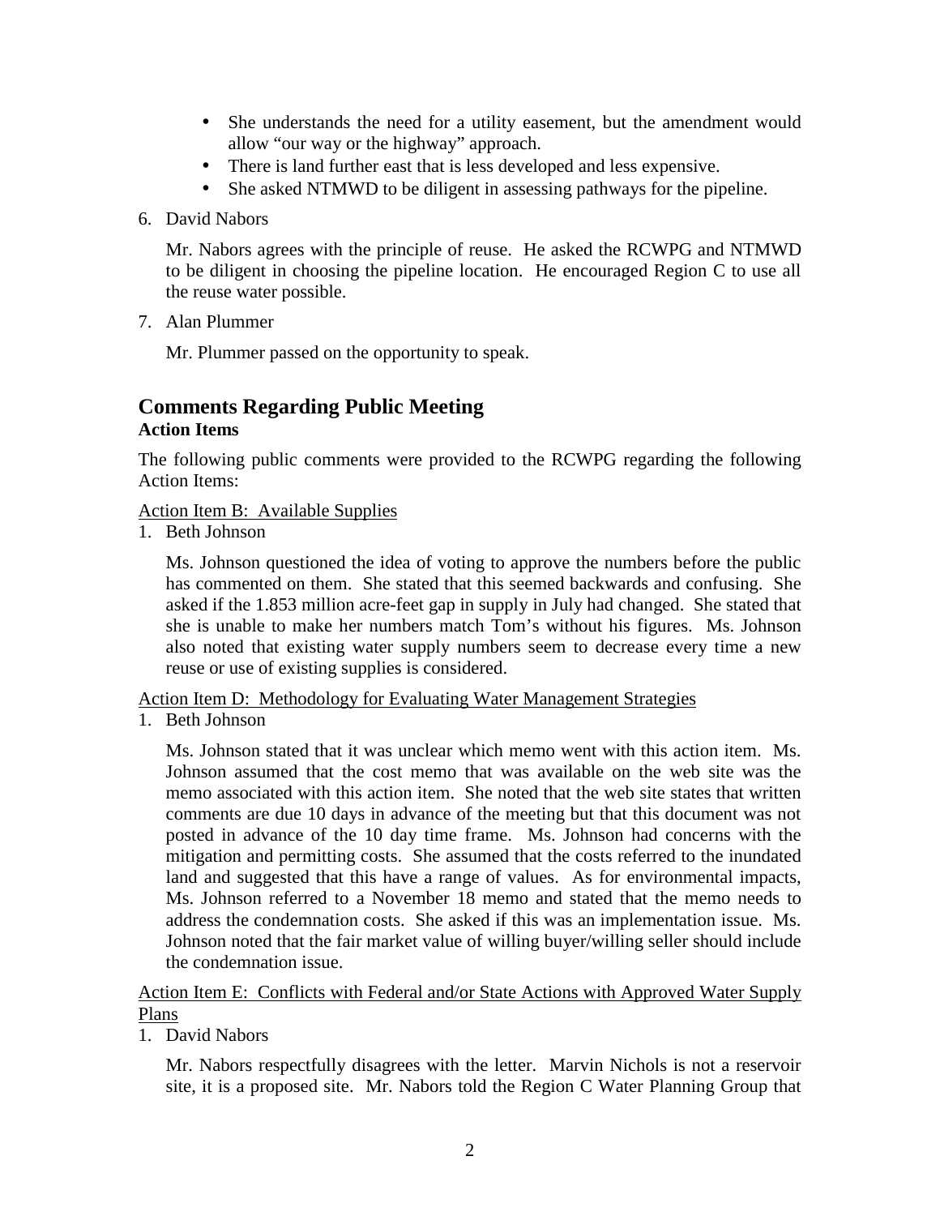- She understands the need for a utility easement, but the amendment would allow “our way or the highway” approach.
- There is land further east that is less developed and less expensive.
- She asked NTMWD to be diligent in assessing pathways for the pipeline.

6. David Nabors

   Mr. Nabors agrees with the principle of reuse. He asked the RCWPG and NTMWD to be diligent in choosing the pipeline location. He encouraged Region C to use all the reuse water possible.

7. Alan Plummer

   Mr. Plummer passed on the opportunity to speak.

## Comments Regarding Public Meeting

### Action Items

The following public comments were provided to the RCWPG regarding the following Action Items:

Action Item B: Available Supplies

1. Beth Johnson

   Ms. Johnson questioned the idea of voting to approve the numbers before the public has commented on them. She stated that this seemed backwards and confusing. She asked if the 1.853 million acre-feet gap in supply in July had changed. She stated that she is unable to make her numbers match Tom’s without his figures. Ms. Johnson also noted that existing water supply numbers seem to decrease every time a new reuse or use of existing supplies is considered.

Action Item D: Methodology for Evaluating Water Management Strategies

1. Beth Johnson

   Ms. Johnson stated that it was unclear which memo went with this action item. Ms. Johnson assumed that the cost memo that was available on the web site was the memo associated with this action item. She noted that the web site states that written comments are due 10 days in advance of the meeting but that this document was not posted in advance of the 10 day time frame. Ms. Johnson had concerns with the mitigation and permitting costs. She assumed that the costs referred to the inundated land and suggested that this have a range of values. As for environmental impacts, Ms. Johnson referred to a November 18 memo and stated that the memo needs to address the condemnation costs. She asked if this was an implementation issue. Ms. Johnson noted that the fair market value of willing buyer/willing seller should include the condemnation issue.

Action Item E: Conflicts with Federal and/or State Actions with Approved Water Supply Plans

1. David Nabors

   Mr. Nabors respectfully disagrees with the letter. Marvin Nichols is not a reservoir site, it is a proposed site. Mr. Nabors told the Region C Water Planning Group that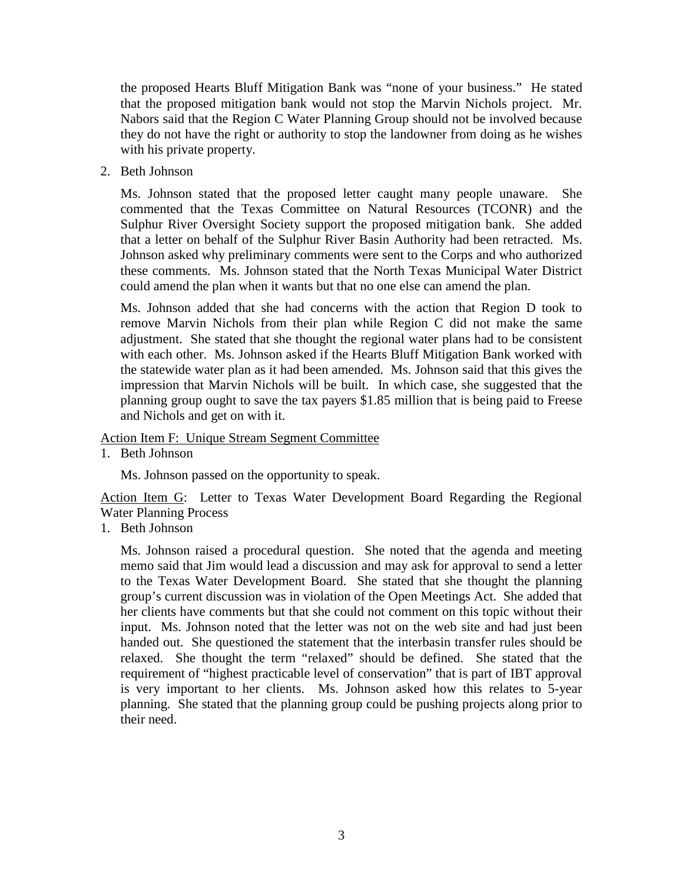the proposed Hearts Bluff Mitigation Bank was "none of your business." He stated that the proposed mitigation bank would not stop the Marvin Nichols project. Mr. Nabors said that the Region C Water Planning Group should not be involved because they do not have the right or authority to stop the landowner from doing as he wishes with his private property.

2. Beth Johnson

   Ms. Johnson stated that the proposed letter caught many people unaware. She commented that the Texas Committee on Natural Resources (TCONR) and the Sulphur River Oversight Society support the proposed mitigation bank. She added that a letter on behalf of the Sulphur River Basin Authority had been retracted. Ms. Johnson asked why preliminary comments were sent to the Corps and who authorized these comments. Ms. Johnson stated that the North Texas Municipal Water District could amend the plan when it wants but that no one else can amend the plan.

   Ms. Johnson added that she had concerns with the action that Region D took to remove Marvin Nichols from their plan while Region C did not make the same adjustment. She stated that she thought the regional water plans had to be consistent with each other. Ms. Johnson asked if the Hearts Bluff Mitigation Bank worked with the statewide water plan as it had been amended. Ms. Johnson said that this gives the impression that Marvin Nichols will be built. In which case, she suggested that the planning group ought to save the tax payers $1.85 million that is being paid to Freese and Nichols and get on with it.

<u>Action Item F: Unique Stream Segment Committee</u>

1. Beth Johnson

   Ms. Johnson passed on the opportunity to speak.

<u>Action Item G</u>: Letter to Texas Water Development Board Regarding the Regional Water Planning Process

1. Beth Johnson

   Ms. Johnson raised a procedural question. She noted that the agenda and meeting memo said that Jim would lead a discussion and may ask for approval to send a letter to the Texas Water Development Board. She stated that she thought the planning group's current discussion was in violation of the Open Meetings Act. She added that her clients have comments but that she could not comment on this topic without their input. Ms. Johnson noted that the letter was not on the web site and had just been handed out. She questioned the statement that the interbasin transfer rules should be relaxed. She thought the term "relaxed" should be defined. She stated that the requirement of "highest practicable level of conservation" that is part of IBT approval is very important to her clients. Ms. Johnson asked how this relates to 5-year planning. She stated that the planning group could be pushing projects along prior to their need.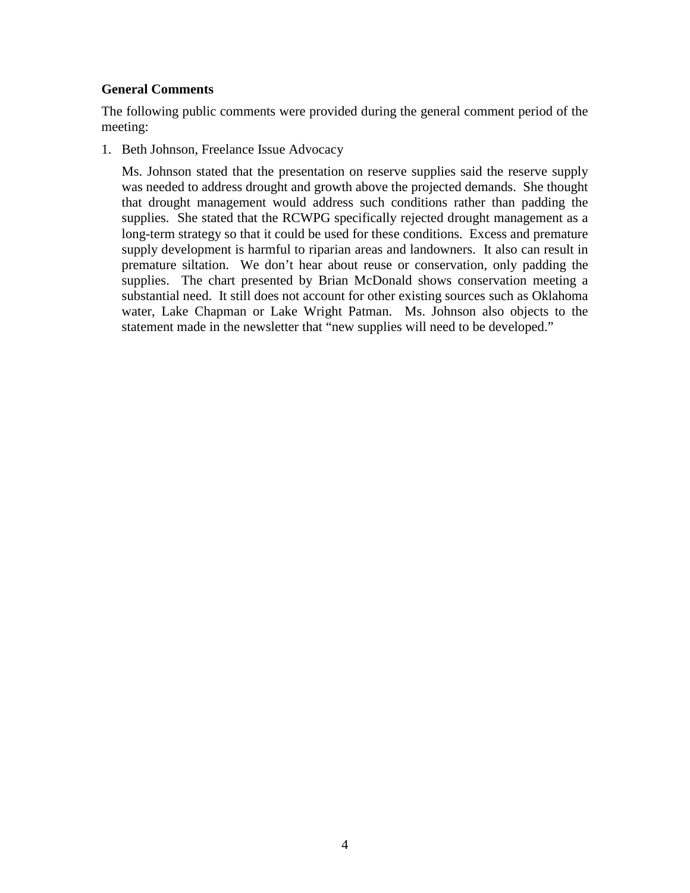**General Comments**

The following public comments were provided during the general comment period of the meeting:

1. Beth Johnson, Freelance Issue Advocacy

   Ms. Johnson stated that the presentation on reserve supplies said the reserve supply was needed to address drought and growth above the projected demands. She thought that drought management would address such conditions rather than padding the supplies. She stated that the RCWPG specifically rejected drought management as a long-term strategy so that it could be used for these conditions. Excess and premature supply development is harmful to riparian areas and landowners. It also can result in premature siltation. We don't hear about reuse or conservation, only padding the supplies. The chart presented by Brian McDonald shows conservation meeting a substantial need. It still does not account for other existing sources such as Oklahoma water, Lake Chapman or Lake Wright Patman. Ms. Johnson also objects to the statement made in the newsletter that "new supplies will need to be developed."